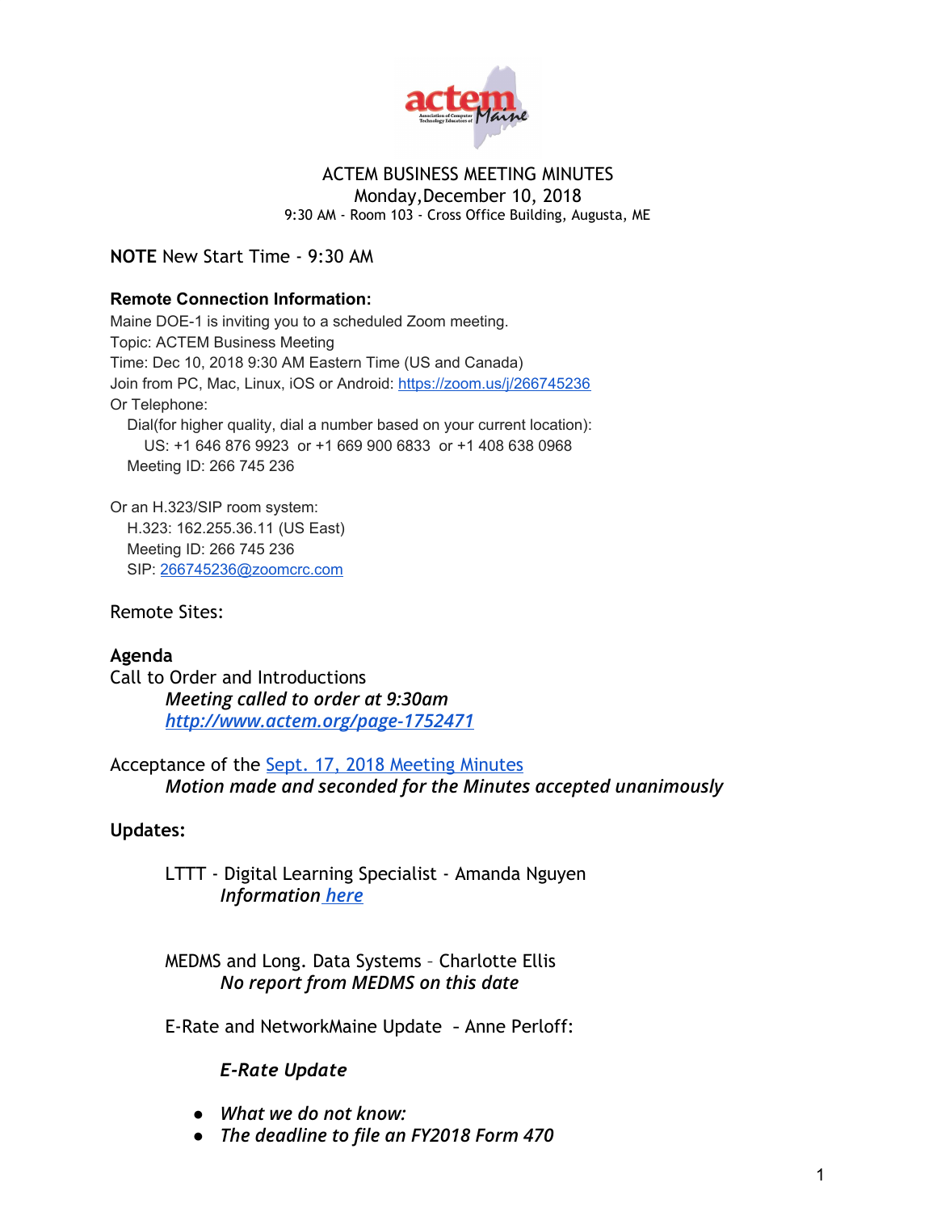# ACTEM BUSINESS MEETING MINUTES

Monday,December 10, 2018

9:30 AM - Room 103 - Cross Office Building, Augusta, ME

**NOTE** New Start Time - 9:30 AM

**Remote Connection Information:**

Maine DOE-1 is inviting you to a scheduled Zoom meeting.
Topic: ACTEM Business Meeting
Time: Dec 10, 2018 9:30 AM Eastern Time (US and Canada)
Join from PC, Mac, Linux, iOS or Android: https://zoom.us/j/266745236
Or Telephone:
Dial(for higher quality, dial a number based on your current location):
US: +1 646 876 9923 or +1 669 900 6833 or +1 408 638 0968
Meeting ID: 266 745 236

Or an H.323/SIP room system:
H.323: 162.255.36.11 (US East)
Meeting ID: 266 745 236
SIP: 266745236@zoomcrc.com

Remote Sites:

**Agenda**

Call to Order and Introductions

*Meeting called to order at 9:30am*

***http://www.actem.org/page-1752471***

Acceptance of the Sept. 17, 2018 Meeting Minutes

*Motion made and seconded for the Minutes accepted unanimously*

**Updates:**

LTTT - Digital Learning Specialist - Amanda Nguyen

*Information here*

MEDMS and Long. Data Systems – Charlotte Ellis

*No report from MEDMS on this date*

E-Rate and NetworkMaine Update – Anne Perloff:

*E-Rate Update*

- *What we do not know:*
- *The deadline to file an FY2018 Form 470*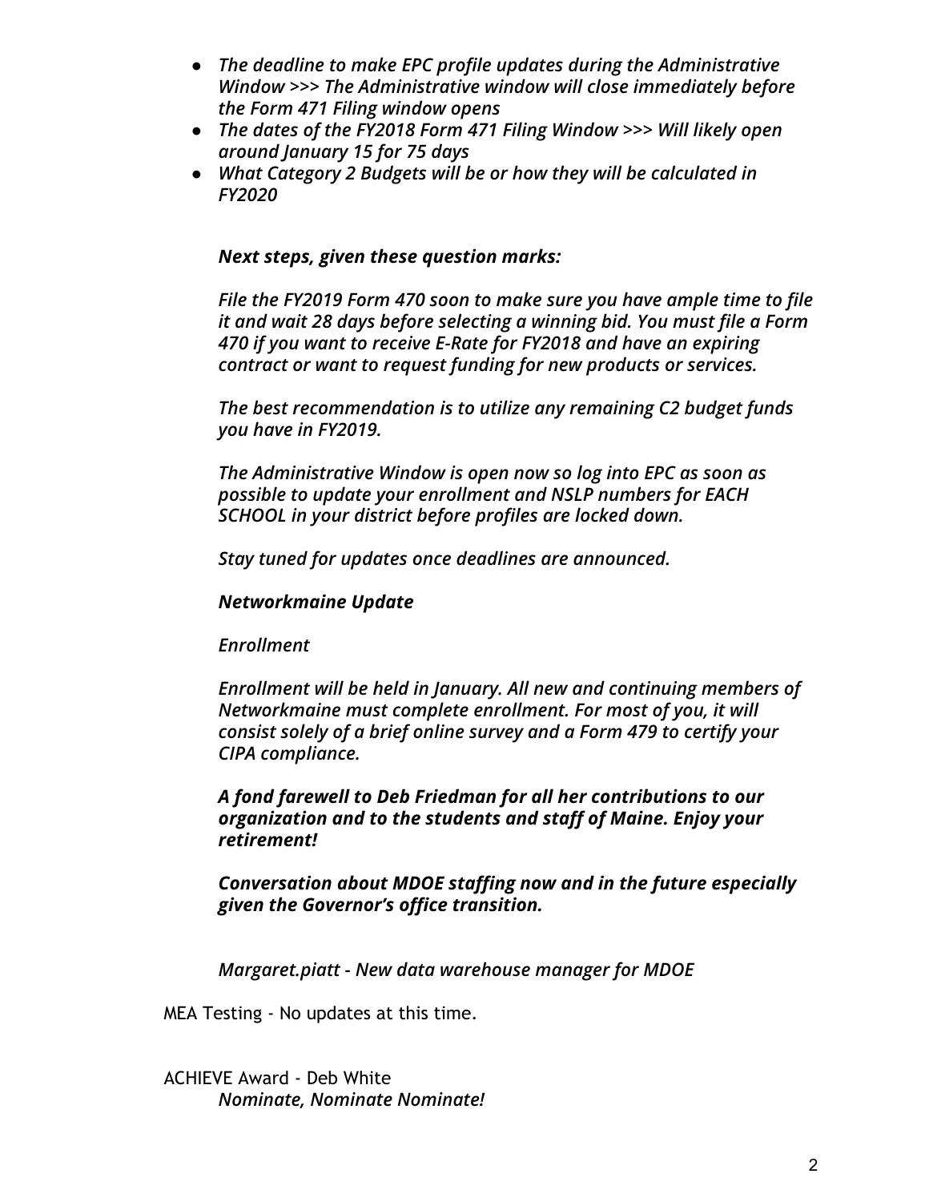- ***The deadline to make EPC profile updates during the Administrative Window >>> The Administrative window will close immediately before the Form 471 Filing window opens***
- ***The dates of the FY2018 Form 471 Filing Window >>> Will likely open around January 15 for 75 days***
- ***What Category 2 Budgets will be or how they will be calculated in FY2020***

***Next steps, given these question marks:***

***File the FY2019 Form 470 soon to make sure you have ample time to file it and wait 28 days before selecting a winning bid. You must file a Form 470 if you want to receive E-Rate for FY2018 and have an expiring contract or want to request funding for new products or services.***

***The best recommendation is to utilize any remaining C2 budget funds you have in FY2019.***

***The Administrative Window is open now so log into EPC as soon as possible to update your enrollment and NSLP numbers for EACH SCHOOL in your district before profiles are locked down.***

***Stay tuned for updates once deadlines are announced.***

***Networkmaine Update***

***Enrollment***

***Enrollment will be held in January. All new and continuing members of Networkmaine must complete enrollment. For most of you, it will consist solely of a brief online survey and a Form 479 to certify your CIPA compliance.***

***A fond farewell to Deb Friedman for all her contributions to our organization and to the students and staff of Maine. Enjoy your retirement!***

***Conversation about MDOE staffing now and in the future especially given the Governor's office transition.***

***Margaret.piatt - New data warehouse manager for MDOE***

MEA Testing - No updates at this time.

ACHIEVE Award - Deb White
***Nominate, Nominate Nominate!***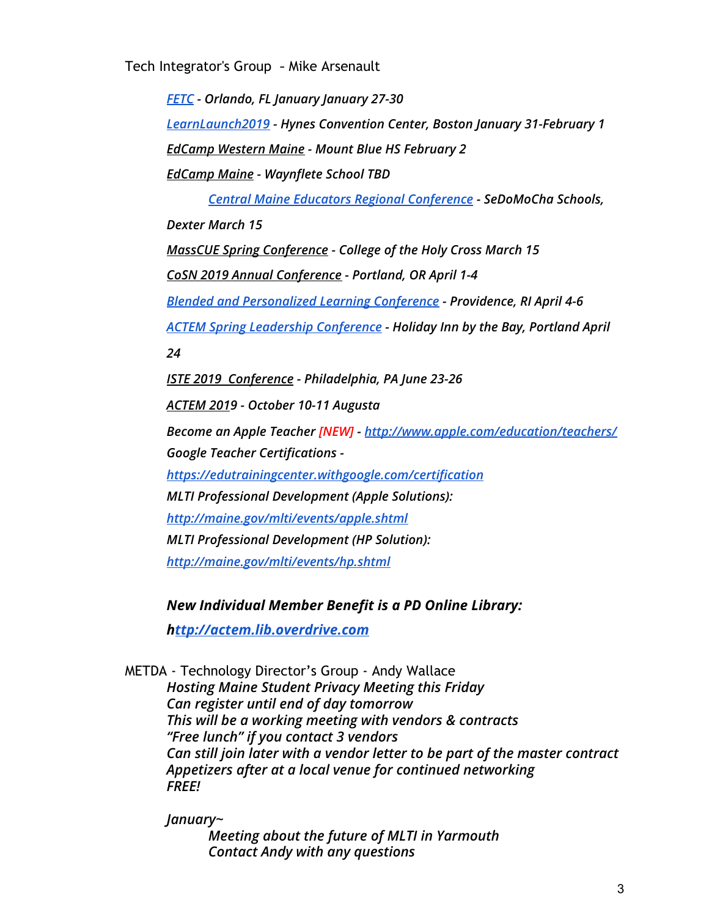Tech Integrator's Group – Mike Arsenault

*FETC - Orlando, FL January January 27-30*

*LearnLaunch2019 - Hynes Convention Center, Boston January 31-February 1*

*EdCamp Western Maine - Mount Blue HS February 2*

*EdCamp Maine - Waynflete School TBD*

*Central Maine Educators Regional Conference - SeDoMoCha Schools, Dexter March 15*

*MassCUE Spring Conference - College of the Holy Cross March 15*

*CoSN 2019 Annual Conference - Portland, OR April 1-4*

*Blended and Personalized Learning Conference - Providence, RI April 4-6*

*ACTEM Spring Leadership Conference - Holiday Inn by the Bay, Portland April 24*

*ISTE 2019 Conference - Philadelphia, PA June 23-26*

*ACTEM 2019 - October 10-11 Augusta*

*Become an Apple Teacher [NEW] - http://www.apple.com/education/teachers/*

*Google Teacher Certifications - https://edutrainingcenter.withgoogle.com/certification*

*MLTI Professional Development (Apple Solutions): http://maine.gov/mlti/events/apple.shtml*

*MLTI Professional Development (HP Solution): http://maine.gov/mlti/events/hp.shtml*

***New Individual Member Benefit is a PD Online Library: http://actem.lib.overdrive.com***

METDA - Technology Director's Group - Andy Wallace

*Hosting Maine Student Privacy Meeting this Friday*
*Can register until end of day tomorrow*
*This will be a working meeting with vendors & contracts*
*"Free lunch" if you contact 3 vendors*
*Can still join later with a vendor letter to be part of the master contract*
*Appetizers after at a local venue for continued networking*
*FREE!*

*January~*

*Meeting about the future of MLTI in Yarmouth*
*Contact Andy with any questions*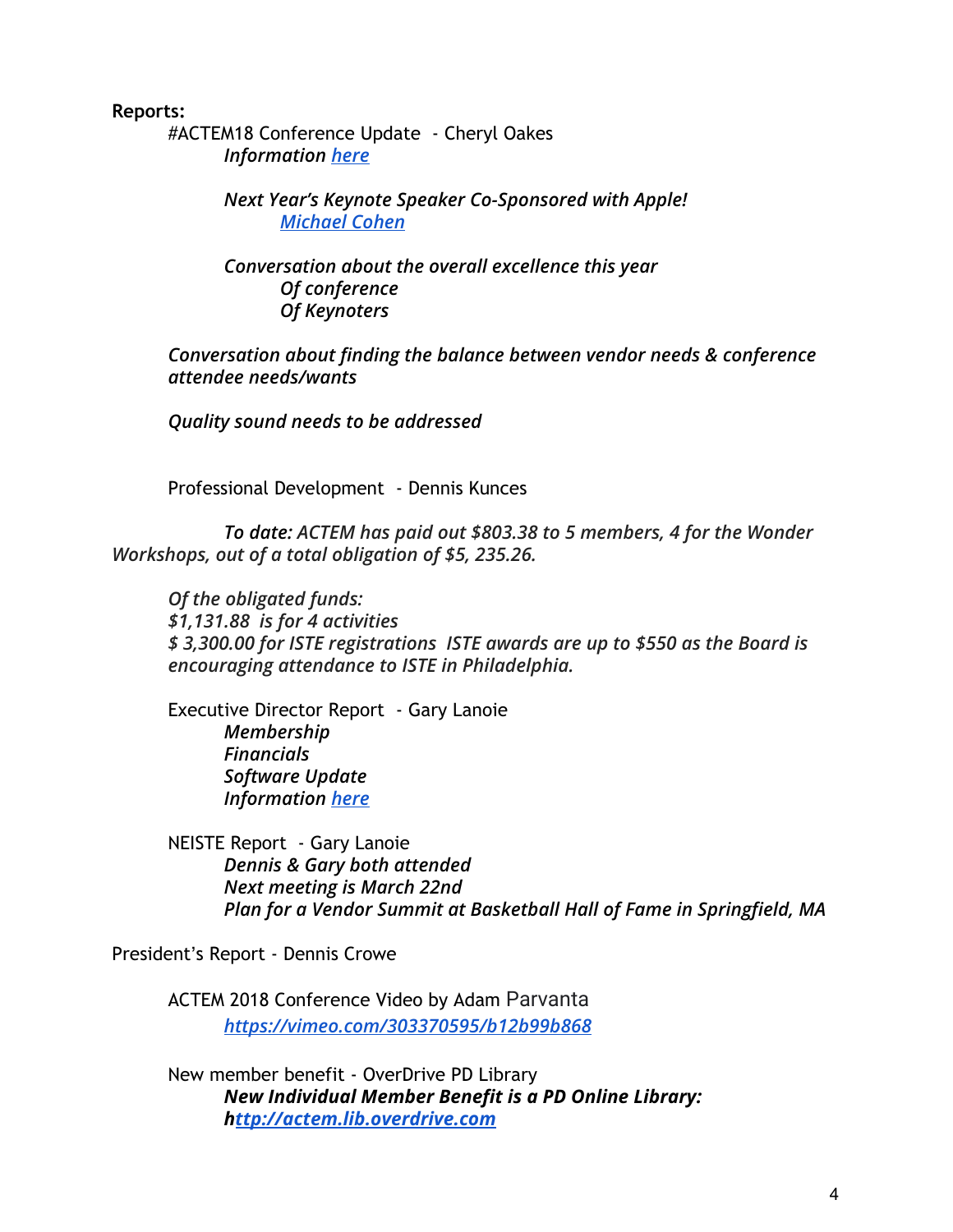**Reports:**

#ACTEM18 Conference Update - Cheryl Oakes

*Information [here]*

*Next Year's Keynote Speaker Co-Sponsored with Apple!*

*[Michael Cohen]*

*Conversation about the overall excellence this year*

*Of conference*

*Of Keynoters*

*Conversation about finding the balance between vendor needs & conference attendee needs/wants*

*Quality sound needs to be addressed*

Professional Development - Dennis Kunces

*To date: ACTEM has paid out $803.38 to 5 members, 4 for the Wonder Workshops, out of a total obligation of $5, 235.26.*

*Of the obligated funds:*
*$1,131.88 is for 4 activities*
*$ 3,300.00 for ISTE registrations ISTE awards are up to $550 as the Board is encouraging attendance to ISTE in Philadelphia.*

Executive Director Report - Gary Lanoie

*Membership*
*Financials*
*Software Update*
*Information [here]*

NEISTE Report - Gary Lanoie

*Dennis & Gary both attended*
*Next meeting is March 22nd*
*Plan for a Vendor Summit at Basketball Hall of Fame in Springfield, MA*

President's Report - Dennis Crowe

ACTEM 2018 Conference Video by Adam Parvanta

*https://vimeo.com/303370595/b12b99b868*

New member benefit - OverDrive PD Library

***New Individual Member Benefit is a PD Online Library:***
***http://actem.lib.overdrive.com***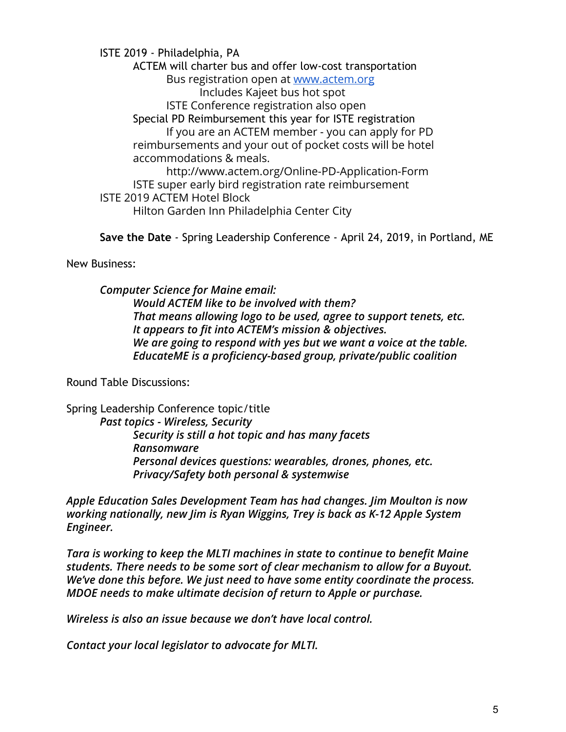- ISTE 2019 - Philadelphia, PA
  - ACTEM will charter bus and offer low-cost transportation
    - Bus registration open at [www.actem.org](http://www.actem.org)
      - Includes Kajeet bus hot spot
    - ISTE Conference registration also open
  - Special PD Reimbursement this year for ISTE registration
    - If you are an ACTEM member - you can apply for PD reimbursements and your out of pocket costs will be hotel accommodations & meals.
    - http://www.actem.org/Online-PD-Application-Form
  - ISTE super early bird registration rate reimbursement
- ISTE 2019 ACTEM Hotel Block
  - Hilton Garden Inn Philadelphia Center City

**Save the Date** - Spring Leadership Conference - April 24, 2019, in Portland, ME

New Business:

- ***Computer Science for Maine email:***
  - ***Would ACTEM like to be involved with them?***
  - ***That means allowing logo to be used, agree to support tenets, etc.***
  - ***It appears to fit into ACTEM's mission & objectives.***
  - ***We are going to respond with yes but we want a voice at the table.***
  - ***EducateME is a proficiency-based group, private/public coalition***

Round Table Discussions:

Spring Leadership Conference topic/title

- ***Past topics - Wireless, Security***
  - ***Security is still a hot topic and has many facets***
  - ***Ransomware***
  - ***Personal devices questions: wearables, drones, phones, etc.***
  - ***Privacy/Safety both personal & systemwise***

***Apple Education Sales Development Team has had changes. Jim Moulton is now working nationally, new Jim is Ryan Wiggins, Trey is back as K-12 Apple System Engineer.***

***Tara is working to keep the MLTI machines in state to continue to benefit Maine students. There needs to be some sort of clear mechanism to allow for a Buyout. We've done this before. We just need to have some entity coordinate the process. MDOE needs to make ultimate decision of return to Apple or purchase.***

***Wireless is also an issue because we don't have local control.***

***Contact your local legislator to advocate for MLTI.***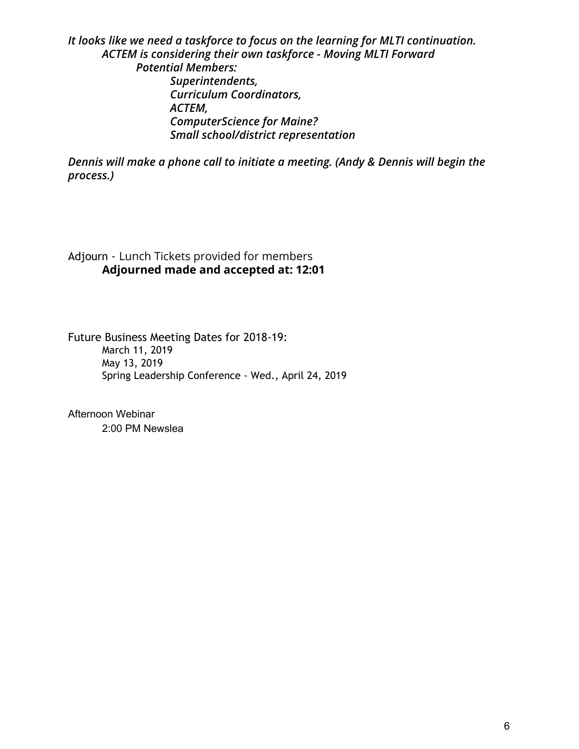***It looks like we need a taskforce to focus on the learning for MLTI continuation.***

- ***ACTEM is considering their own taskforce - Moving MLTI Forward***
  - ***Potential Members:***
    - ***Superintendents,***
    - ***Curriculum Coordinators,***
    - ***ACTEM,***
    - ***ComputerScience for Maine?***
    - ***Small school/district representation***

***Dennis will make a phone call to initiate a meeting. (Andy & Dennis will begin the process.)***

Adjourn - Lunch Tickets provided for members

- **Adjourned made and accepted at: 12:01**

Future Business Meeting Dates for 2018-19:

- March 11, 2019
- May 13, 2019
- Spring Leadership Conference - Wed., April 24, 2019

Afternoon Webinar

- 2:00 PM Newslea